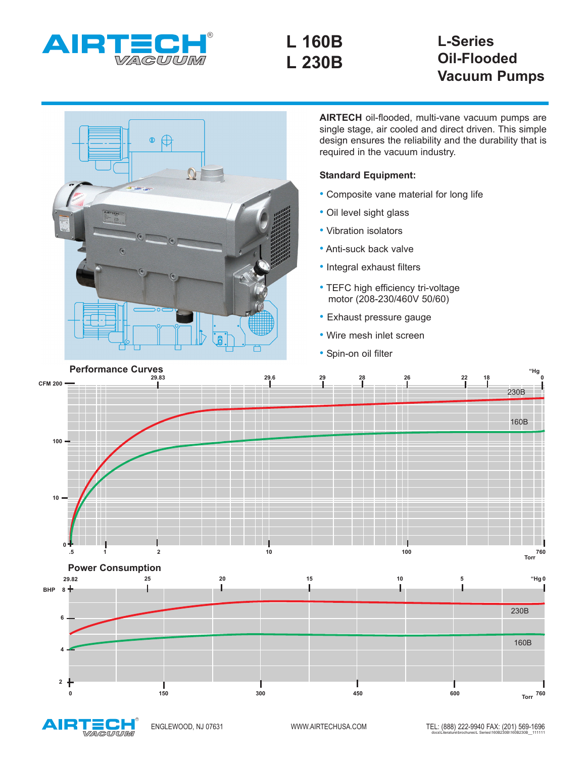# AIRTECH VACUUM

# L 160B
# L 230B

## L-Series Oil-Flooded Vacuum Pumps

**AIRTECH** oil-flooded, multi-vane vacuum pumps are single stage, air cooled and direct driven. This simple design ensures the reliability and the durability that is required in the vacuum industry.

### Standard Equipment:

- Composite vane material for long life
- Oil level sight glass
- Vibration isolators
- Anti-suck back valve
- Integral exhaust filters
- TEFC high efficiency tri-voltage motor (208-230/460V 50/60)
- Exhaust pressure gauge
- Wire mesh inlet screen
- Spin-on oil filter

### Performance Curves

CFM (0, 10, 100, 200) vs. Torr (.5, 1, 2, 10, 100, 760) / "Hg (29.83, 29.6, 29, 28, 26, 22, 18, 0) — curves: 230B, 160B

### Power Consumption

BHP (2, 4, 6, 8) vs. Torr (0, 150, 300, 450, 600, 760) / "Hg (29.82, 25, 20, 15, 10, 5, 0) — curves: 230B, 160B

ENGLEWOOD, NJ 07631 WWW.AIRTECHUSA.COM TEL: (888) 222-9940 FAX: (201) 569-1696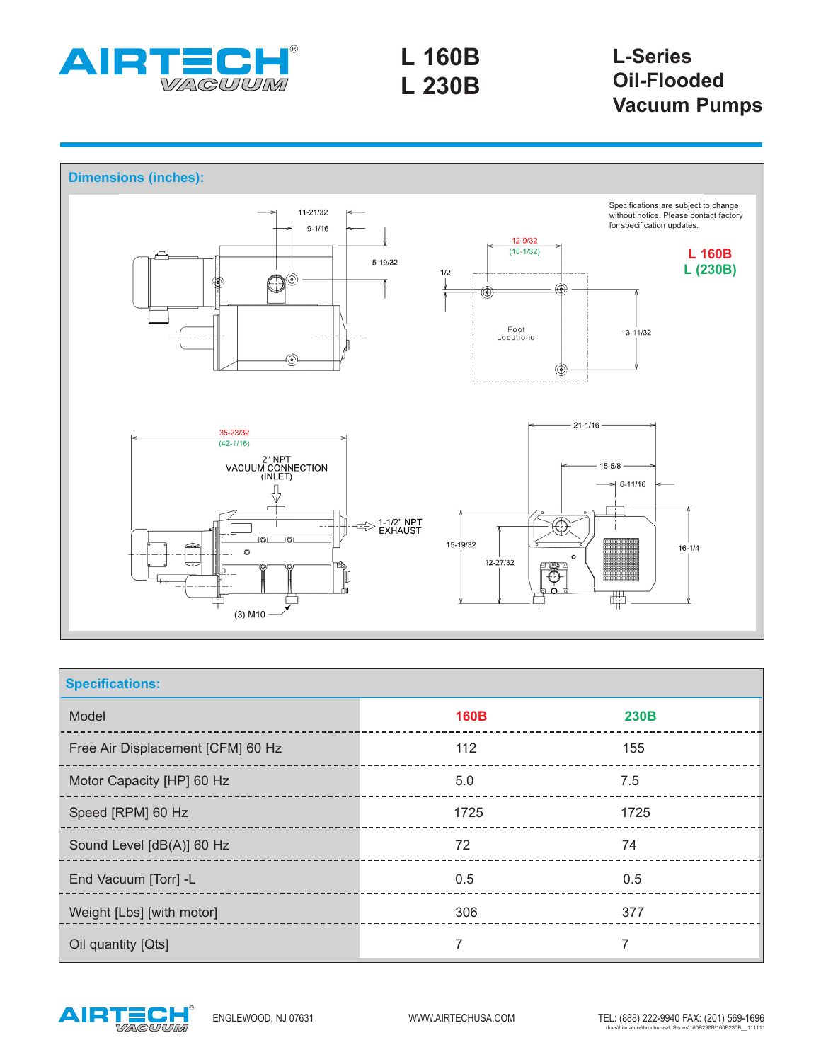# L 160B
# L 230B

## L-Series Oil-Flooded Vacuum Pumps

### Dimensions (inches):

Specifications are subject to change without notice. Please contact factory for specification updates.

L 160B
L (230B)

11-21/32
9-1/16
5-19/32
12-9/32
(15-1/32)
1/2
Foot Locations
13-11/32
35-23/32
(42-1/16)
2" NPT VACUUM CONNECTION (INLET)
1-1/2" NPT EXHAUST
(3) M10
21-1/16
15-5/8
6-11/16
15-19/32
12-27/32
16-1/4

### Specifications:

| Model | 160B | 230B |
|---|---|---|
| Free Air Displacement [CFM] 60 Hz | 112 | 155 |
| Motor Capacity [HP] 60 Hz | 5.0 | 7.5 |
| Speed [RPM] 60 Hz | 1725 | 1725 |
| Sound Level [dB(A)] 60 Hz | 72 | 74 |
| End Vacuum [Torr] -L | 0.5 | 0.5 |
| Weight [Lbs] [with motor] | 306 | 377 |
| Oil quantity [Qts] | 7 | 7 |

ENGLEWOOD, NJ 07631 WWW.AIRTECHUSA.COM TEL: (888) 222-9940 FAX: (201) 569-1696